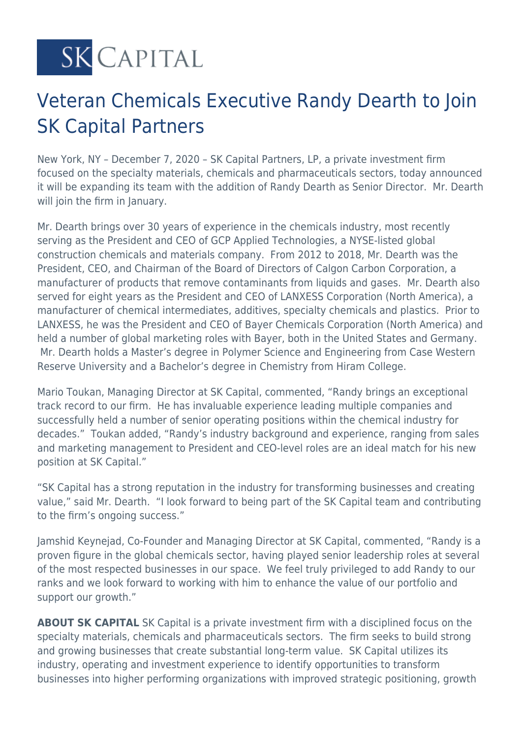SK CAPITAL

# Veteran Chemicals Executive Randy Dearth to Join SK Capital Partners

New York, NY – December 7, 2020 – SK Capital Partners, LP, a private investment firm focused on the specialty materials, chemicals and pharmaceuticals sectors, today announced it will be expanding its team with the addition of Randy Dearth as Senior Director. Mr. Dearth will join the firm in January.

Mr. Dearth brings over 30 years of experience in the chemicals industry, most recently serving as the President and CEO of GCP Applied Technologies, a NYSE-listed global construction chemicals and materials company. From 2012 to 2018, Mr. Dearth was the President, CEO, and Chairman of the Board of Directors of Calgon Carbon Corporation, a manufacturer of products that remove contaminants from liquids and gases. Mr. Dearth also served for eight years as the President and CEO of LANXESS Corporation (North America), a manufacturer of chemical intermediates, additives, specialty chemicals and plastics. Prior to LANXESS, he was the President and CEO of Bayer Chemicals Corporation (North America) and held a number of global marketing roles with Bayer, both in the United States and Germany. Mr. Dearth holds a Master's degree in Polymer Science and Engineering from Case Western Reserve University and a Bachelor's degree in Chemistry from Hiram College.

Mario Toukan, Managing Director at SK Capital, commented, "Randy brings an exceptional track record to our firm. He has invaluable experience leading multiple companies and successfully held a number of senior operating positions within the chemical industry for decades." Toukan added, "Randy's industry background and experience, ranging from sales and marketing management to President and CEO-level roles are an ideal match for his new position at SK Capital."

"SK Capital has a strong reputation in the industry for transforming businesses and creating value," said Mr. Dearth. "I look forward to being part of the SK Capital team and contributing to the firm's ongoing success."

Jamshid Keynejad, Co-Founder and Managing Director at SK Capital, commented, "Randy is a proven figure in the global chemicals sector, having played senior leadership roles at several of the most respected businesses in our space. We feel truly privileged to add Randy to our ranks and we look forward to working with him to enhance the value of our portfolio and support our growth."

**ABOUT SK CAPITAL** SK Capital is a private investment firm with a disciplined focus on the specialty materials, chemicals and pharmaceuticals sectors. The firm seeks to build strong and growing businesses that create substantial long-term value. SK Capital utilizes its industry, operating and investment experience to identify opportunities to transform businesses into higher performing organizations with improved strategic positioning, growth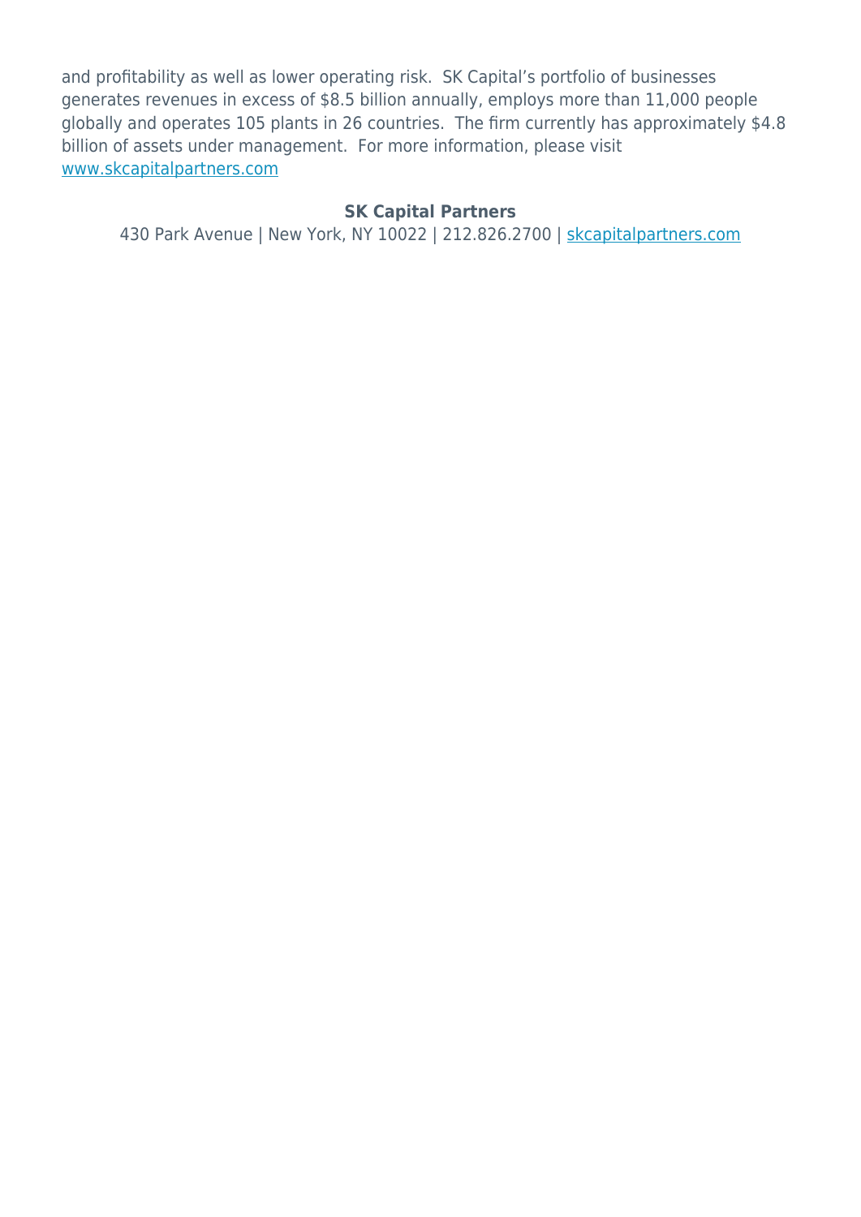and profitability as well as lower operating risk. SK Capital's portfolio of businesses generates revenues in excess of $8.5 billion annually, employs more than 11,000 people globally and operates 105 plants in 26 countries. The firm currently has approximately $4.8 billion of assets under management. For more information, please visit [www.skcapitalpartners.com](http://www.skcapitalpartners.com)

**SK Capital Partners**

430 Park Avenue | New York, NY 10022 | 212.826.2700 | [skcapitalpartners.com](http://skcapitalpartners.com)